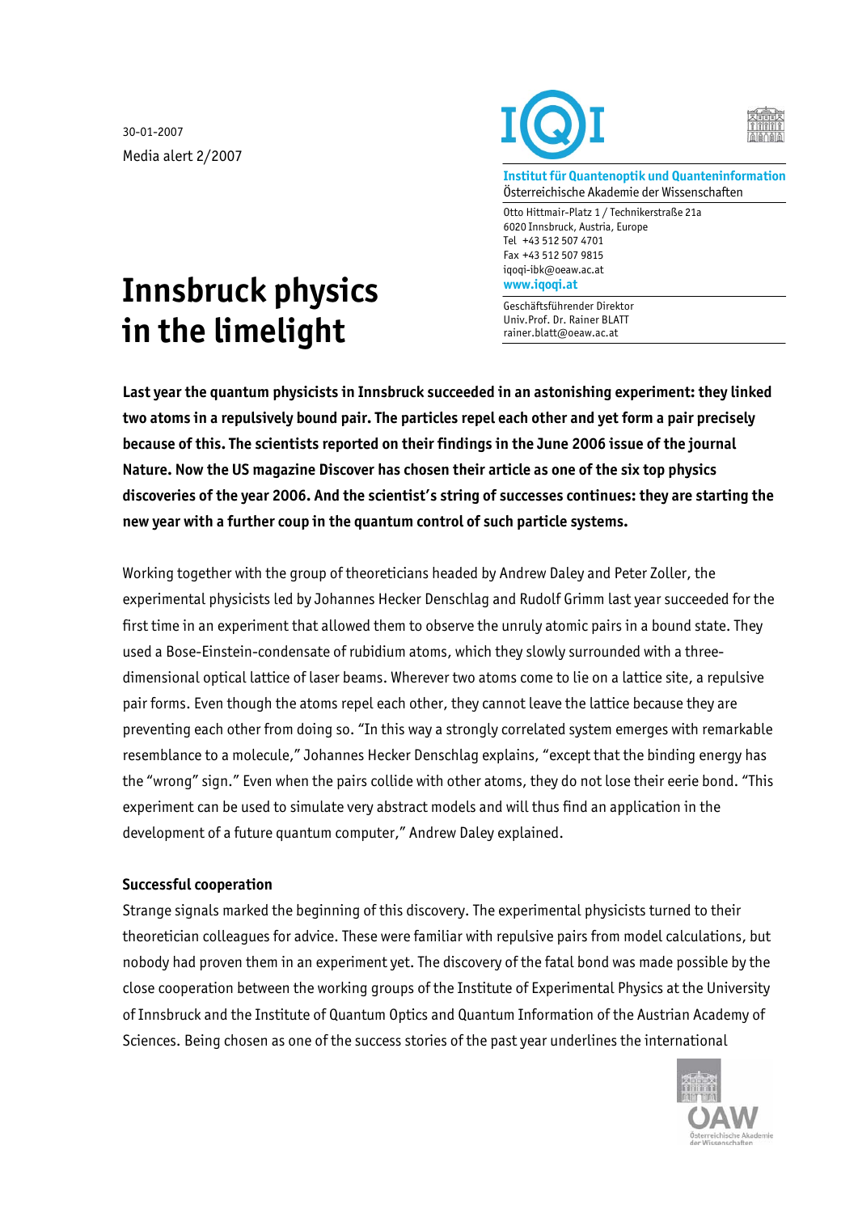30-01-2007

Media alert 2/2007

**Institut für Quantenoptik und Quanteninformation**
Österreichische Akademie der Wissenschaften

Otto Hittmair-Platz 1 / Technikerstraße 21a
6020 Innsbruck, Austria, Europe
Tel +43 512 507 4701
Fax +43 512 507 9815
iqoqi-ibk@oeaw.ac.at
**www.iqoqi.at**

Geschäftsführender Direktor
Univ.Prof. Dr. Rainer BLATT
rainer.blatt@oeaw.ac.at

# Innsbruck physics in the limelight

**Last year the quantum physicists in Innsbruck succeeded in an astonishing experiment: they linked two atoms in a repulsively bound pair. The particles repel each other and yet form a pair precisely because of this. The scientists reported on their findings in the June 2006 issue of the journal Nature. Now the US magazine Discover has chosen their article as one of the six top physics discoveries of the year 2006. And the scientist's string of successes continues: they are starting the new year with a further coup in the quantum control of such particle systems.**

Working together with the group of theoreticians headed by Andrew Daley and Peter Zoller, the experimental physicists led by Johannes Hecker Denschlag and Rudolf Grimm last year succeeded for the first time in an experiment that allowed them to observe the unruly atomic pairs in a bound state. They used a Bose-Einstein-condensate of rubidium atoms, which they slowly surrounded with a three-dimensional optical lattice of laser beams. Wherever two atoms come to lie on a lattice site, a repulsive pair forms. Even though the atoms repel each other, they cannot leave the lattice because they are preventing each other from doing so. "In this way a strongly correlated system emerges with remarkable resemblance to a molecule," Johannes Hecker Denschlag explains, "except that the binding energy has the "wrong" sign." Even when the pairs collide with other atoms, they do not lose their eerie bond. "This experiment can be used to simulate very abstract models and will thus find an application in the development of a future quantum computer," Andrew Daley explained.

### Successful cooperation

Strange signals marked the beginning of this discovery. The experimental physicists turned to their theoretician colleagues for advice. These were familiar with repulsive pairs from model calculations, but nobody had proven them in an experiment yet. The discovery of the fatal bond was made possible by the close cooperation between the working groups of the Institute of Experimental Physics at the University of Innsbruck and the Institute of Quantum Optics and Quantum Information of the Austrian Academy of Sciences. Being chosen as one of the success stories of the past year underlines the international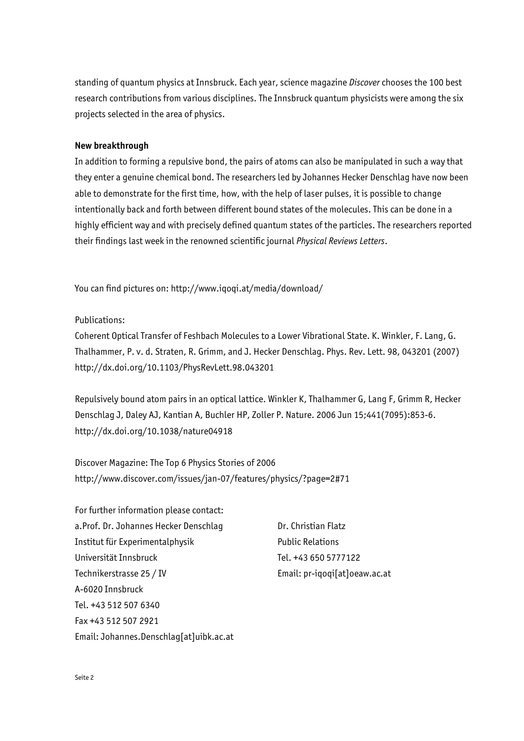standing of quantum physics at Innsbruck. Each year, science magazine *Discover* chooses the 100 best research contributions from various disciplines. The Innsbruck quantum physicists were among the six projects selected in the area of physics.

**New breakthrough**

In addition to forming a repulsive bond, the pairs of atoms can also be manipulated in such a way that they enter a genuine chemical bond. The researchers led by Johannes Hecker Denschlag have now been able to demonstrate for the first time, how, with the help of laser pulses, it is possible to change intentionally back and forth between different bound states of the molecules. This can be done in a highly efficient way and with precisely defined quantum states of the particles. The researchers reported their findings last week in the renowned scientific journal *Physical Reviews Letters*.

You can find pictures on: http://www.iqoqi.at/media/download/

Publications:

Coherent Optical Transfer of Feshbach Molecules to a Lower Vibrational State. K. Winkler, F. Lang, G. Thalhammer, P. v. d. Straten, R. Grimm, and J. Hecker Denschlag. Phys. Rev. Lett. 98, 043201 (2007) http://dx.doi.org/10.1103/PhysRevLett.98.043201

Repulsively bound atom pairs in an optical lattice. Winkler K, Thalhammer G, Lang F, Grimm R, Hecker Denschlag J, Daley AJ, Kantian A, Buchler HP, Zoller P. Nature. 2006 Jun 15;441(7095):853-6. http://dx.doi.org/10.1038/nature04918

Discover Magazine: The Top 6 Physics Stories of 2006
http://www.discover.com/issues/jan-07/features/physics/?page=2#71

For further information please contact:

a.Prof. Dr. Johannes Hecker Denschlag
Institut für Experimentalphysik
Universität Innsbruck
Technikerstrasse 25 / IV
A-6020 Innsbruck
Tel. +43 512 507 6340
Fax +43 512 507 2921
Email: Johannes.Denschlag[at]uibk.ac.at

Dr. Christian Flatz
Public Relations
Tel. +43 650 5777122
Email: pr-iqoqi[at]oeaw.ac.at